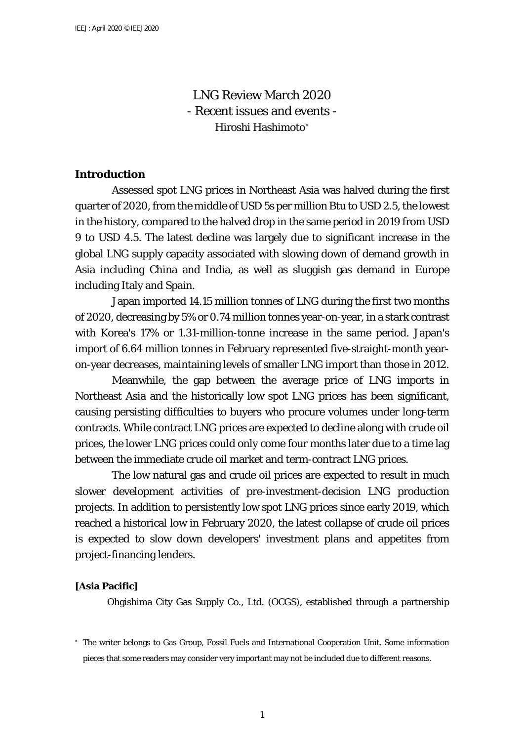# LNG Review March 2020
## - Recent issues and events -
Hiroshi Hashimoto*

## Introduction

Assessed spot LNG prices in Northeast Asia was halved during the first quarter of 2020, from the middle of USD 5s per million Btu to USD 2.5, the lowest in the history, compared to the halved drop in the same period in 2019 from USD 9 to USD 4.5. The latest decline was largely due to significant increase in the global LNG supply capacity associated with slowing down of demand growth in Asia including China and India, as well as sluggish gas demand in Europe including Italy and Spain.

Japan imported 14.15 million tonnes of LNG during the first two months of 2020, decreasing by 5% or 0.74 million tonnes year-on-year, in a stark contrast with Korea's 17% or 1.31-million-tonne increase in the same period. Japan's import of 6.64 million tonnes in February represented five-straight-month year-on-year decreases, maintaining levels of smaller LNG import than those in 2012.

Meanwhile, the gap between the average price of LNG imports in Northeast Asia and the historically low spot LNG prices has been significant, causing persisting difficulties to buyers who procure volumes under long-term contracts. While contract LNG prices are expected to decline along with crude oil prices, the lower LNG prices could only come four months later due to a time lag between the immediate crude oil market and term-contract LNG prices.

The low natural gas and crude oil prices are expected to result in much slower development activities of pre-investment-decision LNG production projects. In addition to persistently low spot LNG prices since early 2019, which reached a historical low in February 2020, the latest collapse of crude oil prices is expected to slow down developers' investment plans and appetites from project-financing lenders.

### [Asia Pacific]

Ohgishima City Gas Supply Co., Ltd. (OCGS), established through a partnership

* The writer belongs to Gas Group, Fossil Fuels and International Cooperation Unit. Some information pieces that some readers may consider very important may not be included due to different reasons.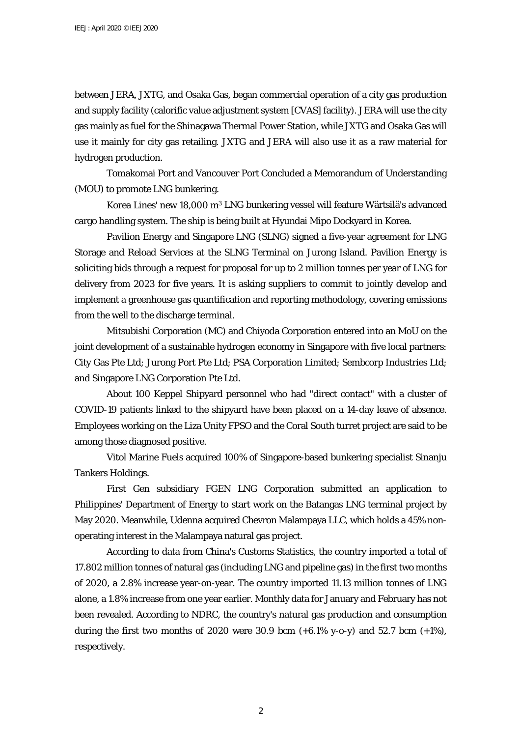between JERA, JXTG, and Osaka Gas, began commercial operation of a city gas production and supply facility (calorific value adjustment system [CVAS] facility). JERA will use the city gas mainly as fuel for the Shinagawa Thermal Power Station, while JXTG and Osaka Gas will use it mainly for city gas retailing. JXTG and JERA will also use it as a raw material for hydrogen production.

Tomakomai Port and Vancouver Port Concluded a Memorandum of Understanding (MOU) to promote LNG bunkering.

Korea Lines' new 18,000 $m^3$ LNG bunkering vessel will feature Wärtsilä's advanced cargo handling system. The ship is being built at Hyundai Mipo Dockyard in Korea.

Pavilion Energy and Singapore LNG (SLNG) signed a five-year agreement for LNG Storage and Reload Services at the SLNG Terminal on Jurong Island. Pavilion Energy is soliciting bids through a request for proposal for up to 2 million tonnes per year of LNG for delivery from 2023 for five years. It is asking suppliers to commit to jointly develop and implement a greenhouse gas quantification and reporting methodology, covering emissions from the well to the discharge terminal.

Mitsubishi Corporation (MC) and Chiyoda Corporation entered into an MoU on the joint development of a sustainable hydrogen economy in Singapore with five local partners: City Gas Pte Ltd; Jurong Port Pte Ltd; PSA Corporation Limited; Sembcorp Industries Ltd; and Singapore LNG Corporation Pte Ltd.

About 100 Keppel Shipyard personnel who had "direct contact" with a cluster of COVID-19 patients linked to the shipyard have been placed on a 14-day leave of absence. Employees working on the Liza Unity FPSO and the Coral South turret project are said to be among those diagnosed positive.

Vitol Marine Fuels acquired 100% of Singapore-based bunkering specialist Sinanju Tankers Holdings.

First Gen subsidiary FGEN LNG Corporation submitted an application to Philippines' Department of Energy to start work on the Batangas LNG terminal project by May 2020. Meanwhile, Udenna acquired Chevron Malampaya LLC, which holds a 45% non-operating interest in the Malampaya natural gas project.

According to data from China's Customs Statistics, the country imported a total of 17.802 million tonnes of natural gas (including LNG and pipeline gas) in the first two months of 2020, a 2.8% increase year-on-year. The country imported 11.13 million tonnes of LNG alone, a 1.8% increase from one year earlier. Monthly data for January and February has not been revealed. According to NDRC, the country's natural gas production and consumption during the first two months of 2020 were 30.9 bcm (+6.1% y-o-y) and 52.7 bcm (+1%), respectively.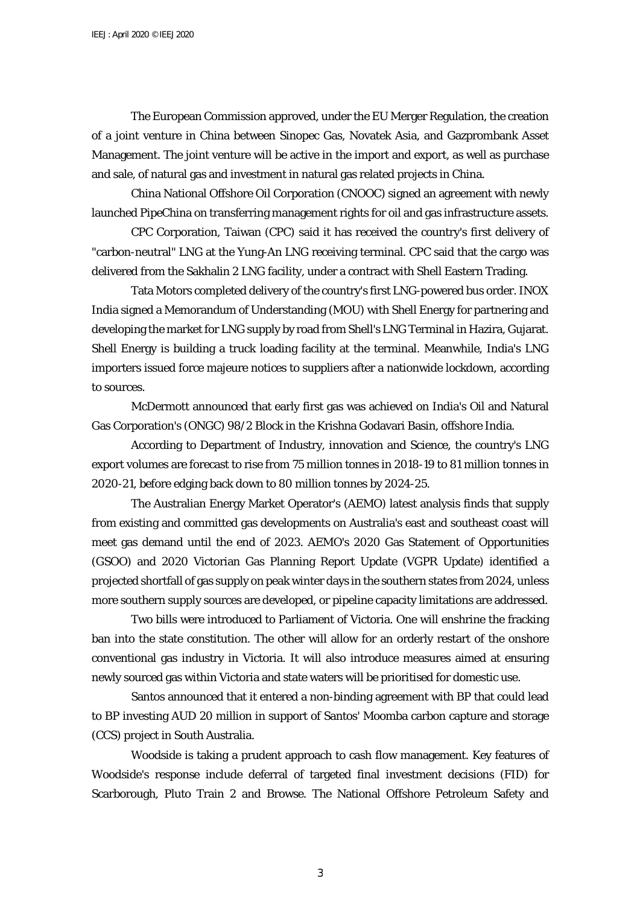The European Commission approved, under the EU Merger Regulation, the creation of a joint venture in China between Sinopec Gas, Novatek Asia, and Gazprombank Asset Management. The joint venture will be active in the import and export, as well as purchase and sale, of natural gas and investment in natural gas related projects in China.

China National Offshore Oil Corporation (CNOOC) signed an agreement with newly launched PipeChina on transferring management rights for oil and gas infrastructure assets.

CPC Corporation, Taiwan (CPC) said it has received the country's first delivery of "carbon-neutral" LNG at the Yung-An LNG receiving terminal. CPC said that the cargo was delivered from the Sakhalin 2 LNG facility, under a contract with Shell Eastern Trading.

Tata Motors completed delivery of the country's first LNG-powered bus order. INOX India signed a Memorandum of Understanding (MOU) with Shell Energy for partnering and developing the market for LNG supply by road from Shell's LNG Terminal in Hazira, Gujarat. Shell Energy is building a truck loading facility at the terminal. Meanwhile, India's LNG importers issued force majeure notices to suppliers after a nationwide lockdown, according to sources.

McDermott announced that early first gas was achieved on India's Oil and Natural Gas Corporation's (ONGC) 98/2 Block in the Krishna Godavari Basin, offshore India.

According to Department of Industry, innovation and Science, the country's LNG export volumes are forecast to rise from 75 million tonnes in 2018-19 to 81 million tonnes in 2020-21, before edging back down to 80 million tonnes by 2024-25.

The Australian Energy Market Operator's (AEMO) latest analysis finds that supply from existing and committed gas developments on Australia's east and southeast coast will meet gas demand until the end of 2023. AEMO's 2020 Gas Statement of Opportunities (GSOO) and 2020 Victorian Gas Planning Report Update (VGPR Update) identified a projected shortfall of gas supply on peak winter days in the southern states from 2024, unless more southern supply sources are developed, or pipeline capacity limitations are addressed.

Two bills were introduced to Parliament of Victoria. One will enshrine the fracking ban into the state constitution. The other will allow for an orderly restart of the onshore conventional gas industry in Victoria. It will also introduce measures aimed at ensuring newly sourced gas within Victoria and state waters will be prioritised for domestic use.

Santos announced that it entered a non-binding agreement with BP that could lead to BP investing AUD 20 million in support of Santos' Moomba carbon capture and storage (CCS) project in South Australia.

Woodside is taking a prudent approach to cash flow management. Key features of Woodside's response include deferral of targeted final investment decisions (FID) for Scarborough, Pluto Train 2 and Browse. The National Offshore Petroleum Safety and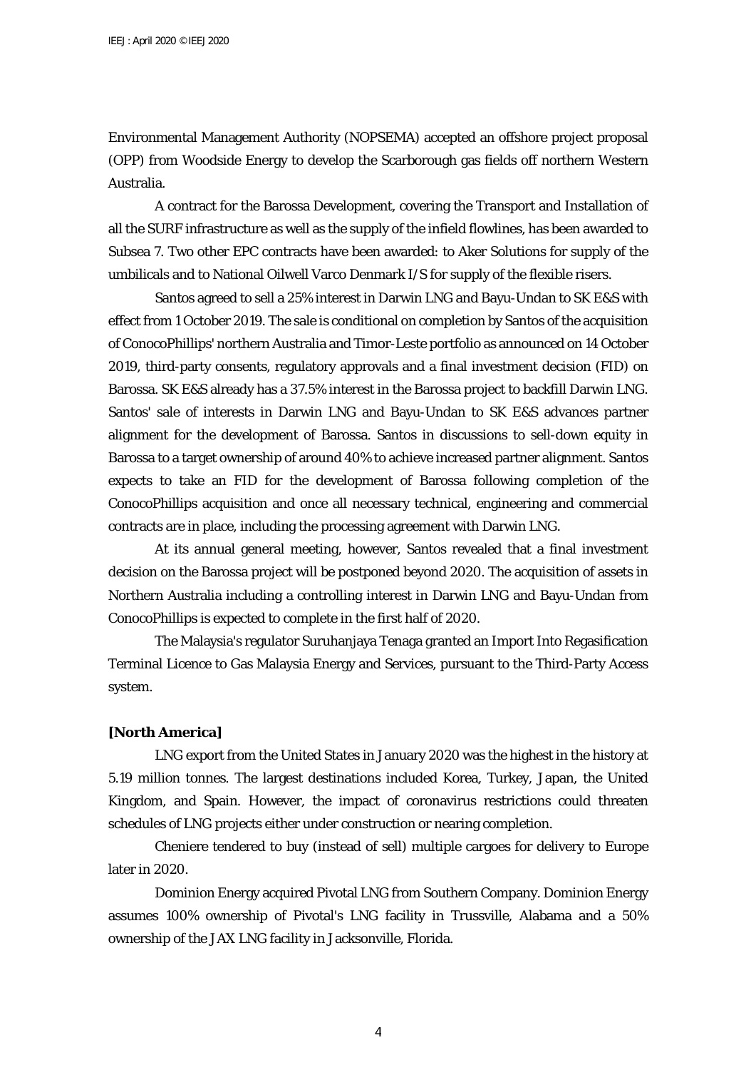Environmental Management Authority (NOPSEMA) accepted an offshore project proposal (OPP) from Woodside Energy to develop the Scarborough gas fields off northern Western Australia.

A contract for the Barossa Development, covering the Transport and Installation of all the SURF infrastructure as well as the supply of the infield flowlines, has been awarded to Subsea 7. Two other EPC contracts have been awarded: to Aker Solutions for supply of the umbilicals and to National Oilwell Varco Denmark I/S for supply of the flexible risers.

Santos agreed to sell a 25% interest in Darwin LNG and Bayu-Undan to SK E&S with effect from 1 October 2019. The sale is conditional on completion by Santos of the acquisition of ConocoPhillips' northern Australia and Timor-Leste portfolio as announced on 14 October 2019, third-party consents, regulatory approvals and a final investment decision (FID) on Barossa. SK E&S already has a 37.5% interest in the Barossa project to backfill Darwin LNG. Santos' sale of interests in Darwin LNG and Bayu-Undan to SK E&S advances partner alignment for the development of Barossa. Santos in discussions to sell-down equity in Barossa to a target ownership of around 40% to achieve increased partner alignment. Santos expects to take an FID for the development of Barossa following completion of the ConocoPhillips acquisition and once all necessary technical, engineering and commercial contracts are in place, including the processing agreement with Darwin LNG.

At its annual general meeting, however, Santos revealed that a final investment decision on the Barossa project will be postponed beyond 2020. The acquisition of assets in Northern Australia including a controlling interest in Darwin LNG and Bayu-Undan from ConocoPhillips is expected to complete in the first half of 2020.

The Malaysia's regulator Suruhanjaya Tenaga granted an Import Into Regasification Terminal Licence to Gas Malaysia Energy and Services, pursuant to the Third-Party Access system.

**[North America]**

LNG export from the United States in January 2020 was the highest in the history at 5.19 million tonnes. The largest destinations included Korea, Turkey, Japan, the United Kingdom, and Spain. However, the impact of coronavirus restrictions could threaten schedules of LNG projects either under construction or nearing completion.

Cheniere tendered to buy (instead of sell) multiple cargoes for delivery to Europe later in 2020.

Dominion Energy acquired Pivotal LNG from Southern Company. Dominion Energy assumes 100% ownership of Pivotal's LNG facility in Trussville, Alabama and a 50% ownership of the JAX LNG facility in Jacksonville, Florida.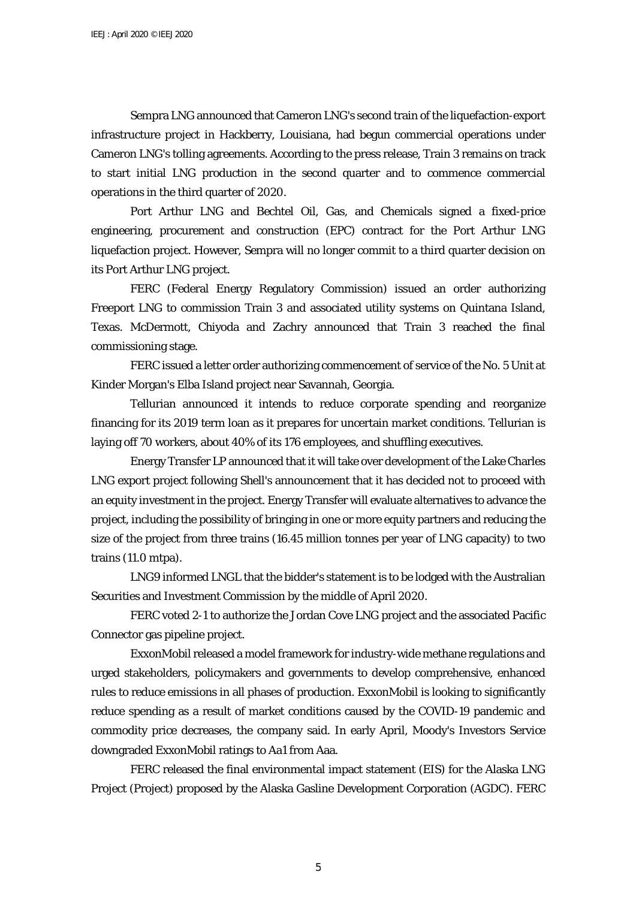Sempra LNG announced that Cameron LNG's second train of the liquefaction-export infrastructure project in Hackberry, Louisiana, had begun commercial operations under Cameron LNG's tolling agreements. According to the press release, Train 3 remains on track to start initial LNG production in the second quarter and to commence commercial operations in the third quarter of 2020.

Port Arthur LNG and Bechtel Oil, Gas, and Chemicals signed a fixed-price engineering, procurement and construction (EPC) contract for the Port Arthur LNG liquefaction project. However, Sempra will no longer commit to a third quarter decision on its Port Arthur LNG project.

FERC (Federal Energy Regulatory Commission) issued an order authorizing Freeport LNG to commission Train 3 and associated utility systems on Quintana Island, Texas. McDermott, Chiyoda and Zachry announced that Train 3 reached the final commissioning stage.

FERC issued a letter order authorizing commencement of service of the No. 5 Unit at Kinder Morgan's Elba Island project near Savannah, Georgia.

Tellurian announced it intends to reduce corporate spending and reorganize financing for its 2019 term loan as it prepares for uncertain market conditions. Tellurian is laying off 70 workers, about 40% of its 176 employees, and shuffling executives.

Energy Transfer LP announced that it will take over development of the Lake Charles LNG export project following Shell's announcement that it has decided not to proceed with an equity investment in the project. Energy Transfer will evaluate alternatives to advance the project, including the possibility of bringing in one or more equity partners and reducing the size of the project from three trains (16.45 million tonnes per year of LNG capacity) to two trains (11.0 mtpa).

LNG9 informed LNGL that the bidder's statement is to be lodged with the Australian Securities and Investment Commission by the middle of April 2020.

FERC voted 2-1 to authorize the Jordan Cove LNG project and the associated Pacific Connector gas pipeline project.

ExxonMobil released a model framework for industry-wide methane regulations and urged stakeholders, policymakers and governments to develop comprehensive, enhanced rules to reduce emissions in all phases of production. ExxonMobil is looking to significantly reduce spending as a result of market conditions caused by the COVID-19 pandemic and commodity price decreases, the company said. In early April, Moody's Investors Service downgraded ExxonMobil ratings to Aa1 from Aaa.

FERC released the final environmental impact statement (EIS) for the Alaska LNG Project (Project) proposed by the Alaska Gasline Development Corporation (AGDC). FERC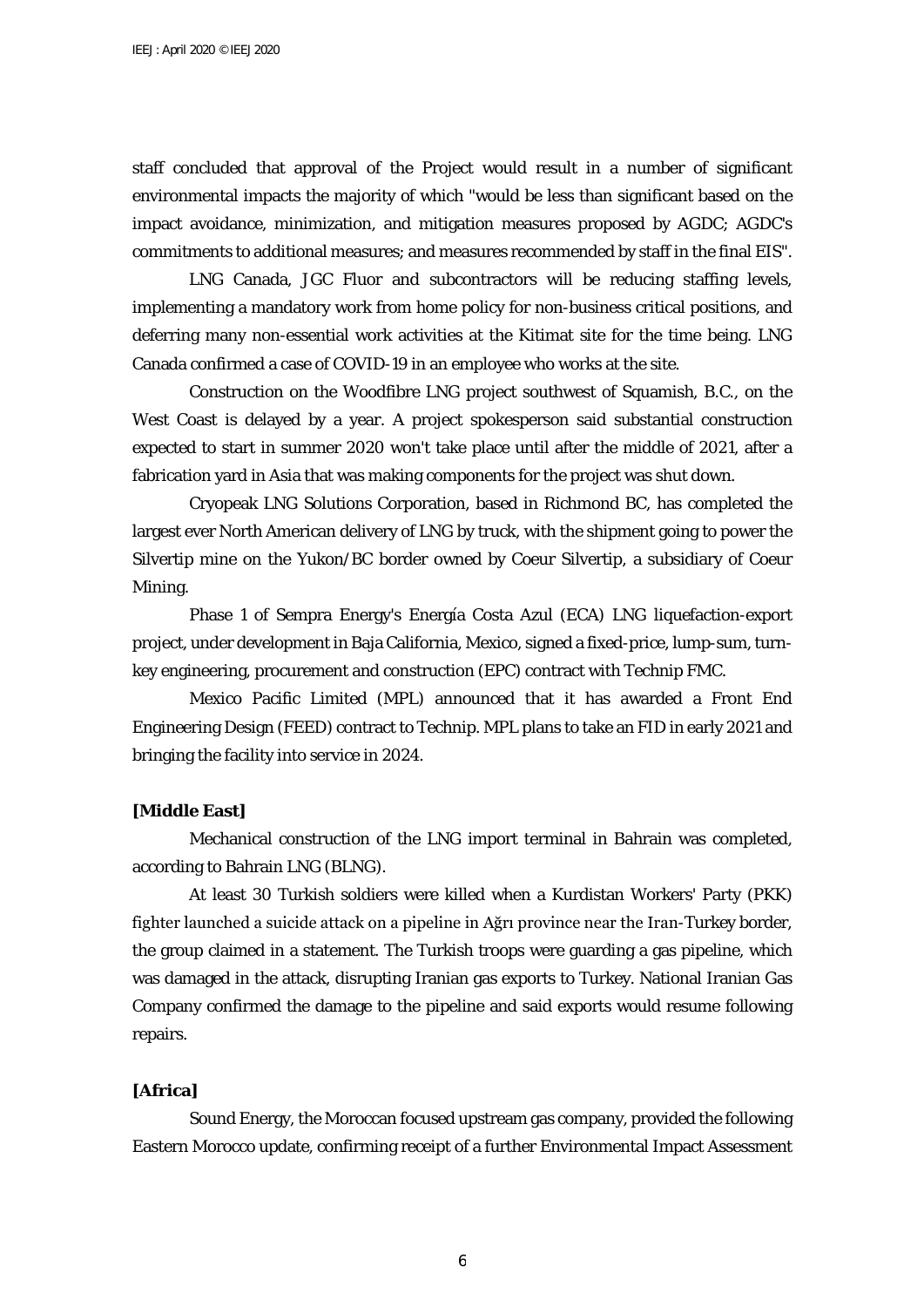staff concluded that approval of the Project would result in a number of significant environmental impacts the majority of which "would be less than significant based on the impact avoidance, minimization, and mitigation measures proposed by AGDC; AGDC's commitments to additional measures; and measures recommended by staff in the final EIS".

LNG Canada, JGC Fluor and subcontractors will be reducing staffing levels, implementing a mandatory work from home policy for non-business critical positions, and deferring many non-essential work activities at the Kitimat site for the time being. LNG Canada confirmed a case of COVID-19 in an employee who works at the site.

Construction on the Woodfibre LNG project southwest of Squamish, B.C., on the West Coast is delayed by a year. A project spokesperson said substantial construction expected to start in summer 2020 won't take place until after the middle of 2021, after a fabrication yard in Asia that was making components for the project was shut down.

Cryopeak LNG Solutions Corporation, based in Richmond BC, has completed the largest ever North American delivery of LNG by truck, with the shipment going to power the Silvertip mine on the Yukon/BC border owned by Coeur Silvertip, a subsidiary of Coeur Mining.

Phase 1 of Sempra Energy's Energía Costa Azul (ECA) LNG liquefaction-export project, under development in Baja California, Mexico, signed a fixed-price, lump-sum, turn-key engineering, procurement and construction (EPC) contract with Technip FMC.

Mexico Pacific Limited (MPL) announced that it has awarded a Front End Engineering Design (FEED) contract to Technip. MPL plans to take an FID in early 2021 and bringing the facility into service in 2024.

**[Middle East]**

Mechanical construction of the LNG import terminal in Bahrain was completed, according to Bahrain LNG (BLNG).

At least 30 Turkish soldiers were killed when a Kurdistan Workers' Party (PKK) fighter launched a suicide attack on a pipeline in Ağrı province near the Iran-Turkey border, the group claimed in a statement. The Turkish troops were guarding a gas pipeline, which was damaged in the attack, disrupting Iranian gas exports to Turkey. National Iranian Gas Company confirmed the damage to the pipeline and said exports would resume following repairs.

**[Africa]**

Sound Energy, the Moroccan focused upstream gas company, provided the following Eastern Morocco update, confirming receipt of a further Environmental Impact Assessment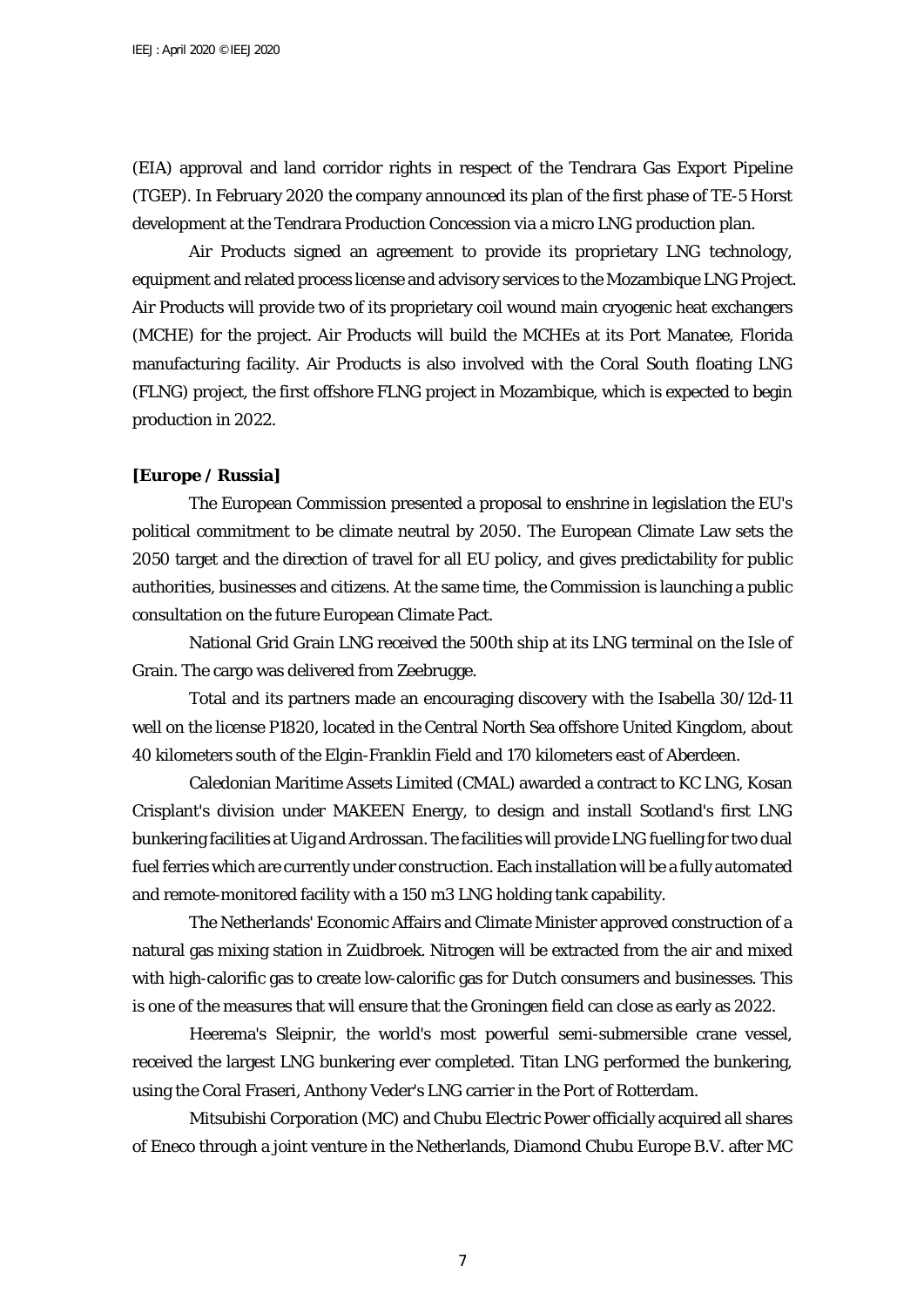(EIA) approval and land corridor rights in respect of the Tendrara Gas Export Pipeline (TGEP). In February 2020 the company announced its plan of the first phase of TE-5 Horst development at the Tendrara Production Concession via a micro LNG production plan.

Air Products signed an agreement to provide its proprietary LNG technology, equipment and related process license and advisory services to the Mozambique LNG Project. Air Products will provide two of its proprietary coil wound main cryogenic heat exchangers (MCHE) for the project. Air Products will build the MCHEs at its Port Manatee, Florida manufacturing facility. Air Products is also involved with the Coral South floating LNG (FLNG) project, the first offshore FLNG project in Mozambique, which is expected to begin production in 2022.

**[Europe / Russia]**

The European Commission presented a proposal to enshrine in legislation the EU's political commitment to be climate neutral by 2050. The European Climate Law sets the 2050 target and the direction of travel for all EU policy, and gives predictability for public authorities, businesses and citizens. At the same time, the Commission is launching a public consultation on the future European Climate Pact.

National Grid Grain LNG received the 500th ship at its LNG terminal on the Isle of Grain. The cargo was delivered from Zeebrugge.

Total and its partners made an encouraging discovery with the Isabella 30/12d-11 well on the license P1820, located in the Central North Sea offshore United Kingdom, about 40 kilometers south of the Elgin-Franklin Field and 170 kilometers east of Aberdeen.

Caledonian Maritime Assets Limited (CMAL) awarded a contract to KC LNG, Kosan Crisplant's division under MAKEEN Energy, to design and install Scotland's first LNG bunkering facilities at Uig and Ardrossan. The facilities will provide LNG fuelling for two dual fuel ferries which are currently under construction. Each installation will be a fully automated and remote-monitored facility with a 150 m3 LNG holding tank capability.

The Netherlands' Economic Affairs and Climate Minister approved construction of a natural gas mixing station in Zuidbroek. Nitrogen will be extracted from the air and mixed with high-calorific gas to create low-calorific gas for Dutch consumers and businesses. This is one of the measures that will ensure that the Groningen field can close as early as 2022.

Heerema's Sleipnir, the world's most powerful semi-submersible crane vessel, received the largest LNG bunkering ever completed. Titan LNG performed the bunkering, using the Coral Fraseri, Anthony Veder's LNG carrier in the Port of Rotterdam.

Mitsubishi Corporation (MC) and Chubu Electric Power officially acquired all shares of Eneco through a joint venture in the Netherlands, Diamond Chubu Europe B.V. after MC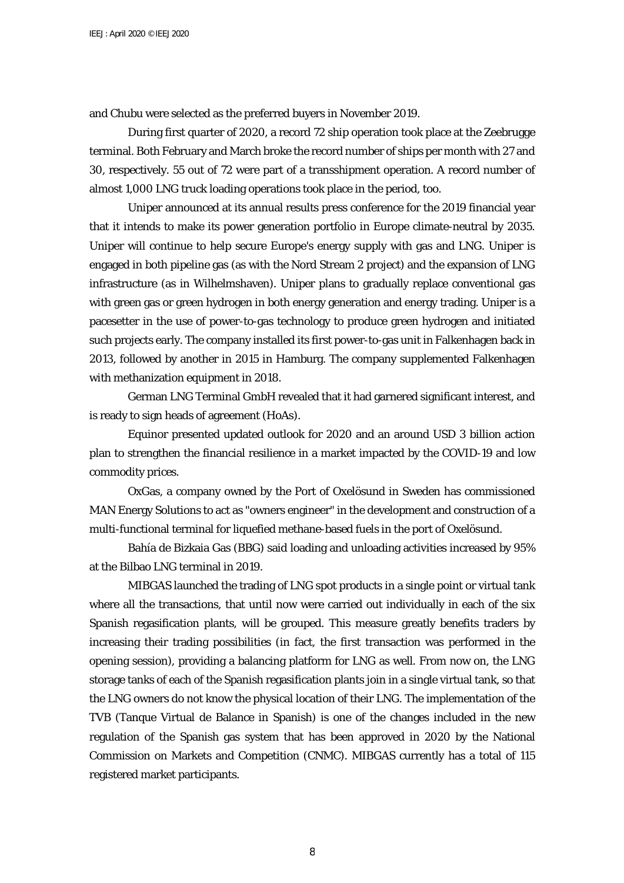and Chubu were selected as the preferred buyers in November 2019.

During first quarter of 2020, a record 72 ship operation took place at the Zeebrugge terminal. Both February and March broke the record number of ships per month with 27 and 30, respectively. 55 out of 72 were part of a transshipment operation. A record number of almost 1,000 LNG truck loading operations took place in the period, too.

Uniper announced at its annual results press conference for the 2019 financial year that it intends to make its power generation portfolio in Europe climate-neutral by 2035. Uniper will continue to help secure Europe's energy supply with gas and LNG. Uniper is engaged in both pipeline gas (as with the Nord Stream 2 project) and the expansion of LNG infrastructure (as in Wilhelmshaven). Uniper plans to gradually replace conventional gas with green gas or green hydrogen in both energy generation and energy trading. Uniper is a pacesetter in the use of power-to-gas technology to produce green hydrogen and initiated such projects early. The company installed its first power-to-gas unit in Falkenhagen back in 2013, followed by another in 2015 in Hamburg. The company supplemented Falkenhagen with methanization equipment in 2018.

German LNG Terminal GmbH revealed that it had garnered significant interest, and is ready to sign heads of agreement (HoAs).

Equinor presented updated outlook for 2020 and an around USD 3 billion action plan to strengthen the financial resilience in a market impacted by the COVID-19 and low commodity prices.

OxGas, a company owned by the Port of Oxelösund in Sweden has commissioned MAN Energy Solutions to act as "owners engineer" in the development and construction of a multi-functional terminal for liquefied methane-based fuels in the port of Oxelösund.

Bahía de Bizkaia Gas (BBG) said loading and unloading activities increased by 95% at the Bilbao LNG terminal in 2019.

MIBGAS launched the trading of LNG spot products in a single point or virtual tank where all the transactions, that until now were carried out individually in each of the six Spanish regasification plants, will be grouped. This measure greatly benefits traders by increasing their trading possibilities (in fact, the first transaction was performed in the opening session), providing a balancing platform for LNG as well. From now on, the LNG storage tanks of each of the Spanish regasification plants join in a single virtual tank, so that the LNG owners do not know the physical location of their LNG. The implementation of the TVB (Tanque Virtual de Balance in Spanish) is one of the changes included in the new regulation of the Spanish gas system that has been approved in 2020 by the National Commission on Markets and Competition (CNMC). MIBGAS currently has a total of 115 registered market participants.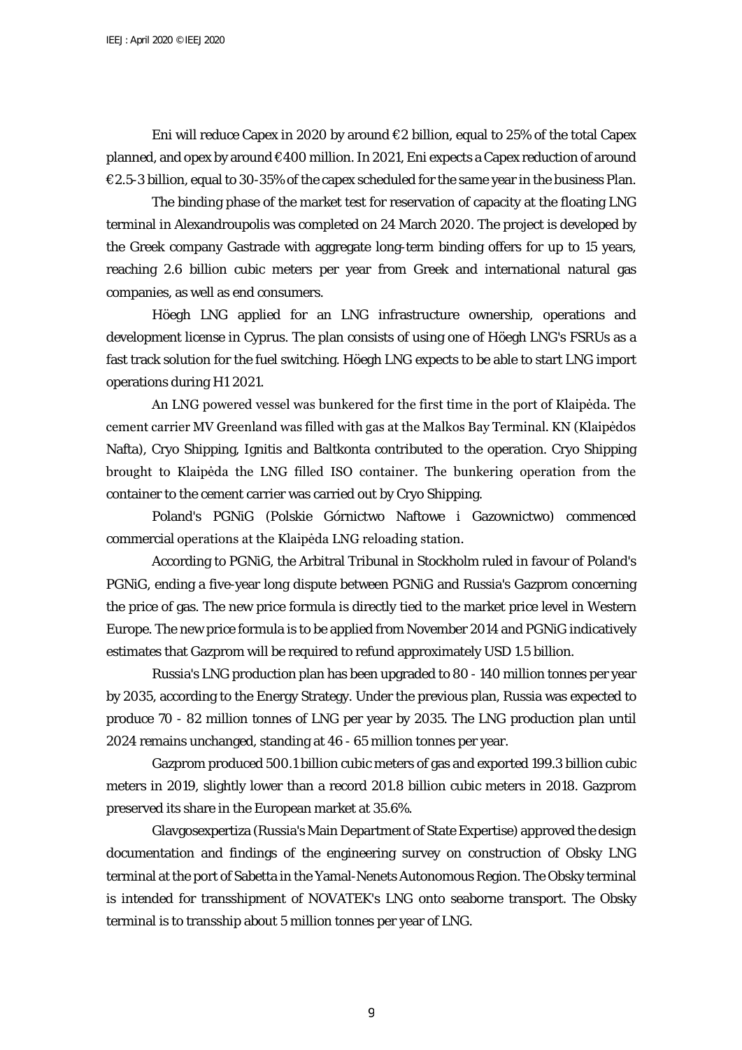Eni will reduce Capex in 2020 by around €2 billion, equal to 25% of the total Capex planned, and opex by around €400 million. In 2021, Eni expects a Capex reduction of around €2.5-3 billion, equal to 30-35% of the capex scheduled for the same year in the business Plan.

The binding phase of the market test for reservation of capacity at the floating LNG terminal in Alexandroupolis was completed on 24 March 2020. The project is developed by the Greek company Gastrade with aggregate long-term binding offers for up to 15 years, reaching 2.6 billion cubic meters per year from Greek and international natural gas companies, as well as end consumers.

Höegh LNG applied for an LNG infrastructure ownership, operations and development license in Cyprus. The plan consists of using one of Höegh LNG's FSRUs as a fast track solution for the fuel switching. Höegh LNG expects to be able to start LNG import operations during H1 2021.

An LNG powered vessel was bunkered for the first time in the port of Klaipėda. The cement carrier MV Greenland was filled with gas at the Malkos Bay Terminal. KN (Klaipėdos Nafta), Cryo Shipping, Ignitis and Baltkonta contributed to the operation. Cryo Shipping brought to Klaipėda the LNG filled ISO container. The bunkering operation from the container to the cement carrier was carried out by Cryo Shipping.

Poland's PGNiG (Polskie Górnictwo Naftowe i Gazownictwo) commenced commercial operations at the Klaipėda LNG reloading station.

According to PGNiG, the Arbitral Tribunal in Stockholm ruled in favour of Poland's PGNiG, ending a five-year long dispute between PGNiG and Russia's Gazprom concerning the price of gas. The new price formula is directly tied to the market price level in Western Europe. The new price formula is to be applied from November 2014 and PGNiG indicatively estimates that Gazprom will be required to refund approximately USD 1.5 billion.

Russia's LNG production plan has been upgraded to 80 - 140 million tonnes per year by 2035, according to the Energy Strategy. Under the previous plan, Russia was expected to produce 70 - 82 million tonnes of LNG per year by 2035. The LNG production plan until 2024 remains unchanged, standing at 46 - 65 million tonnes per year.

Gazprom produced 500.1 billion cubic meters of gas and exported 199.3 billion cubic meters in 2019, slightly lower than a record 201.8 billion cubic meters in 2018. Gazprom preserved its share in the European market at 35.6%.

Glavgosexpertiza (Russia's Main Department of State Expertise) approved the design documentation and findings of the engineering survey on construction of Obsky LNG terminal at the port of Sabetta in the Yamal-Nenets Autonomous Region. The Obsky terminal is intended for transshipment of NOVATEK's LNG onto seaborne transport. The Obsky terminal is to transship about 5 million tonnes per year of LNG.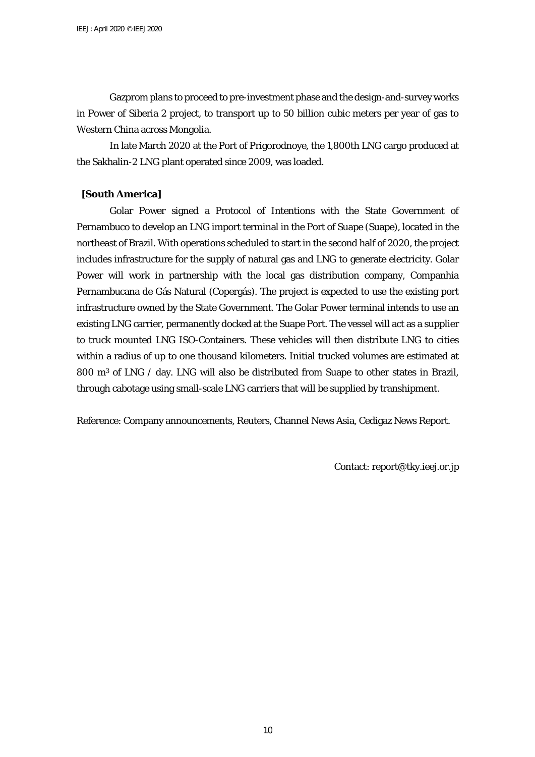Gazprom plans to proceed to pre-investment phase and the design-and-survey works in Power of Siberia 2 project, to transport up to 50 billion cubic meters per year of gas to Western China across Mongolia.

In late March 2020 at the Port of Prigorodnoye, the 1,800th LNG cargo produced at the Sakhalin-2 LNG plant operated since 2009, was loaded.

**[South America]**

Golar Power signed a Protocol of Intentions with the State Government of Pernambuco to develop an LNG import terminal in the Port of Suape (Suape), located in the northeast of Brazil. With operations scheduled to start in the second half of 2020, the project includes infrastructure for the supply of natural gas and LNG to generate electricity. Golar Power will work in partnership with the local gas distribution company, Companhia Pernambucana de Gás Natural (Copergás). The project is expected to use the existing port infrastructure owned by the State Government. The Golar Power terminal intends to use an existing LNG carrier, permanently docked at the Suape Port. The vessel will act as a supplier to truck mounted LNG ISO-Containers. These vehicles will then distribute LNG to cities within a radius of up to one thousand kilometers. Initial trucked volumes are estimated at 800 $m^3$ of LNG / day. LNG will also be distributed from Suape to other states in Brazil, through cabotage using small-scale LNG carriers that will be supplied by transhipment.

Reference: Company announcements, Reuters, Channel News Asia, Cedigaz News Report.

Contact: report@tky.ieej.or.jp